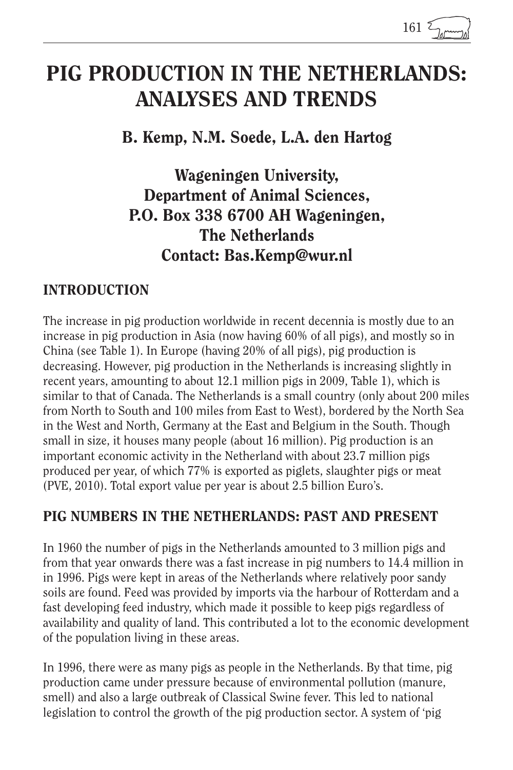# PIG PRODUCTION IN THE NETHERLANDS: ANALYSES AND TRENDS

**B. Kemp, N.M. Soede, L.A. den Hartog**

**Wageningen University,**
**Department of Animal Sciences,**
**P.O. Box 338 6700 AH Wageningen,**
**The Netherlands**
**Contact: Bas.Kemp@wur.nl**

## INTRODUCTION

The increase in pig production worldwide in recent decennia is mostly due to an increase in pig production in Asia (now having 60% of all pigs), and mostly so in China (see Table 1). In Europe (having 20% of all pigs), pig production is decreasing. However, pig production in the Netherlands is increasing slightly in recent years, amounting to about 12.1 million pigs in 2009, Table 1), which is similar to that of Canada. The Netherlands is a small country (only about 200 miles from North to South and 100 miles from East to West), bordered by the North Sea in the West and North, Germany at the East and Belgium in the South. Though small in size, it houses many people (about 16 million). Pig production is an important economic activity in the Netherland with about 23.7 million pigs produced per year, of which 77% is exported as piglets, slaughter pigs or meat (PVE, 2010). Total export value per year is about 2.5 billion Euro's.

## PIG NUMBERS IN THE NETHERLANDS: PAST AND PRESENT

In 1960 the number of pigs in the Netherlands amounted to 3 million pigs and from that year onwards there was a fast increase in pig numbers to 14.4 million in in 1996. Pigs were kept in areas of the Netherlands where relatively poor sandy soils are found. Feed was provided by imports via the harbour of Rotterdam and a fast developing feed industry, which made it possible to keep pigs regardless of availability and quality of land. This contributed a lot to the economic development of the population living in these areas.

In 1996, there were as many pigs as people in the Netherlands. By that time, pig production came under pressure because of environmental pollution (manure, smell) and also a large outbreak of Classical Swine fever. This led to national legislation to control the growth of the pig production sector. A system of 'pig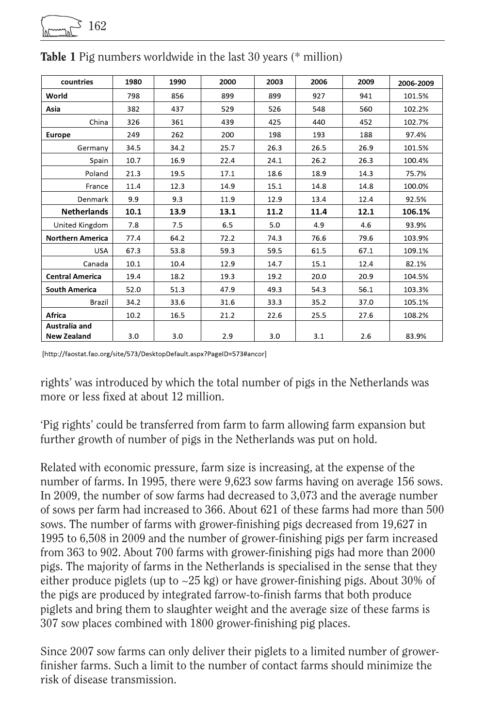**Table 1** Pig numbers worldwide in the last 30 years (* million)

| countries | 1980 | 1990 | 2000 | 2003 | 2006 | 2009 | 2006-2009 |
|---|---|---|---|---|---|---|---|
| **World** | 798 | 856 | 899 | 899 | 927 | 941 | 101.5% |
| **Asia** | 382 | 437 | 529 | 526 | 548 | 560 | 102.2% |
| China | 326 | 361 | 439 | 425 | 440 | 452 | 102.7% |
| **Europe** | 249 | 262 | 200 | 198 | 193 | 188 | 97.4% |
| Germany | 34.5 | 34.2 | 25.7 | 26.3 | 26.5 | 26.9 | 101.5% |
| Spain | 10.7 | 16.9 | 22.4 | 24.1 | 26.2 | 26.3 | 100.4% |
| Poland | 21.3 | 19.5 | 17.1 | 18.6 | 18.9 | 14.3 | 75.7% |
| France | 11.4 | 12.3 | 14.9 | 15.1 | 14.8 | 14.8 | 100.0% |
| Denmark | 9.9 | 9.3 | 11.9 | 12.9 | 13.4 | 12.4 | 92.5% |
| **Netherlands** | **10.1** | **13.9** | **13.1** | **11.2** | **11.4** | **12.1** | **106.1%** |
| United Kingdom | 7.8 | 7.5 | 6.5 | 5.0 | 4.9 | 4.6 | 93.9% |
| **Northern America** | 77.4 | 64.2 | 72.2 | 74.3 | 76.6 | 79.6 | 103.9% |
| USA | 67.3 | 53.8 | 59.3 | 59.5 | 61.5 | 67.1 | 109.1% |
| Canada | 10.1 | 10.4 | 12.9 | 14.7 | 15.1 | 12.4 | 82.1% |
| **Central America** | 19.4 | 18.2 | 19.3 | 19.2 | 20.0 | 20.9 | 104.5% |
| **South America** | 52.0 | 51.3 | 47.9 | 49.3 | 54.3 | 56.1 | 103.3% |
| Brazil | 34.2 | 33.6 | 31.6 | 33.3 | 35.2 | 37.0 | 105.1% |
| **Africa** | 10.2 | 16.5 | 21.2 | 22.6 | 25.5 | 27.6 | 108.2% |
| **Australia and New Zealand** | 3.0 | 3.0 | 2.9 | 3.0 | 3.1 | 2.6 | 83.9% |

[http://faostat.fao.org/site/573/DesktopDefault.aspx?PageID=573#ancor]

rights' was introduced by which the total number of pigs in the Netherlands was more or less fixed at about 12 million.

'Pig rights' could be transferred from farm to farm allowing farm expansion but further growth of number of pigs in the Netherlands was put on hold.

Related with economic pressure, farm size is increasing, at the expense of the number of farms. In 1995, there were 9,623 sow farms having on average 156 sows. In 2009, the number of sow farms had decreased to 3,073 and the average number of sows per farm had increased to 366. About 621 of these farms had more than 500 sows. The number of farms with grower-finishing pigs decreased from 19,627 in 1995 to 6,508 in 2009 and the number of grower-finishing pigs per farm increased from 363 to 902. About 700 farms with grower-finishing pigs had more than 2000 pigs. The majority of farms in the Netherlands is specialised in the sense that they either produce piglets (up to ~25 kg) or have grower-finishing pigs. About 30% of the pigs are produced by integrated farrow-to-finish farms that both produce piglets and bring them to slaughter weight and the average size of these farms is 307 sow places combined with 1800 grower-finishing pig places.

Since 2007 sow farms can only deliver their piglets to a limited number of grower-finisher farms. Such a limit to the number of contact farms should minimize the risk of disease transmission.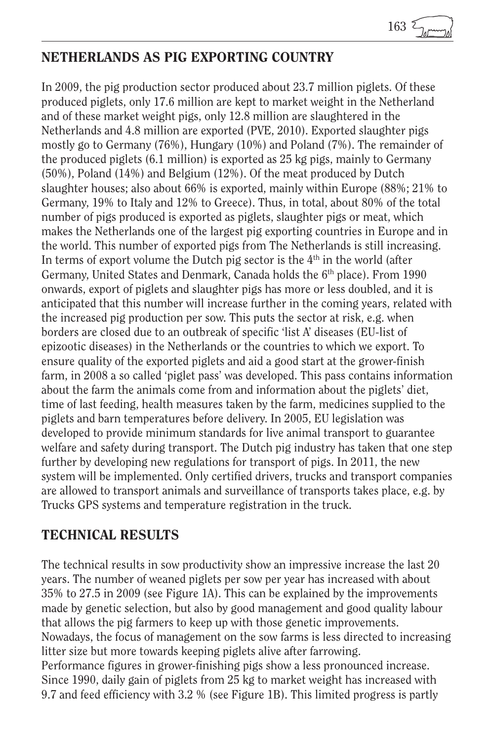## NETHERLANDS AS PIG EXPORTING COUNTRY

In 2009, the pig production sector produced about 23.7 million piglets. Of these produced piglets, only 17.6 million are kept to market weight in the Netherland and of these market weight pigs, only 12.8 million are slaughtered in the Netherlands and 4.8 million are exported (PVE, 2010). Exported slaughter pigs mostly go to Germany (76%), Hungary (10%) and Poland (7%). The remainder of the produced piglets (6.1 million) is exported as 25 kg pigs, mainly to Germany (50%), Poland (14%) and Belgium (12%). Of the meat produced by Dutch slaughter houses; also about 66% is exported, mainly within Europe (88%; 21% to Germany, 19% to Italy and 12% to Greece). Thus, in total, about 80% of the total number of pigs produced is exported as piglets, slaughter pigs or meat, which makes the Netherlands one of the largest pig exporting countries in Europe and in the world. This number of exported pigs from The Netherlands is still increasing. In terms of export volume the Dutch pig sector is the 4th in the world (after Germany, United States and Denmark, Canada holds the 6th place). From 1990 onwards, export of piglets and slaughter pigs has more or less doubled, and it is anticipated that this number will increase further in the coming years, related with the increased pig production per sow. This puts the sector at risk, e.g. when borders are closed due to an outbreak of specific 'list A' diseases (EU-list of epizootic diseases) in the Netherlands or the countries to which we export. To ensure quality of the exported piglets and aid a good start at the grower-finish farm, in 2008 a so called 'piglet pass' was developed. This pass contains information about the farm the animals come from and information about the piglets' diet, time of last feeding, health measures taken by the farm, medicines supplied to the piglets and barn temperatures before delivery. In 2005, EU legislation was developed to provide minimum standards for live animal transport to guarantee welfare and safety during transport. The Dutch pig industry has taken that one step further by developing new regulations for transport of pigs. In 2011, the new system will be implemented. Only certified drivers, trucks and transport companies are allowed to transport animals and surveillance of transports takes place, e.g. by Trucks GPS systems and temperature registration in the truck.

## TECHNICAL RESULTS

The technical results in sow productivity show an impressive increase the last 20 years. The number of weaned piglets per sow per year has increased with about 35% to 27.5 in 2009 (see Figure 1A). This can be explained by the improvements made by genetic selection, but also by good management and good quality labour that allows the pig farmers to keep up with those genetic improvements. Nowadays, the focus of management on the sow farms is less directed to increasing litter size but more towards keeping piglets alive after farrowing.

Performance figures in grower-finishing pigs show a less pronounced increase. Since 1990, daily gain of piglets from 25 kg to market weight has increased with 9.7 and feed efficiency with 3.2 % (see Figure 1B). This limited progress is partly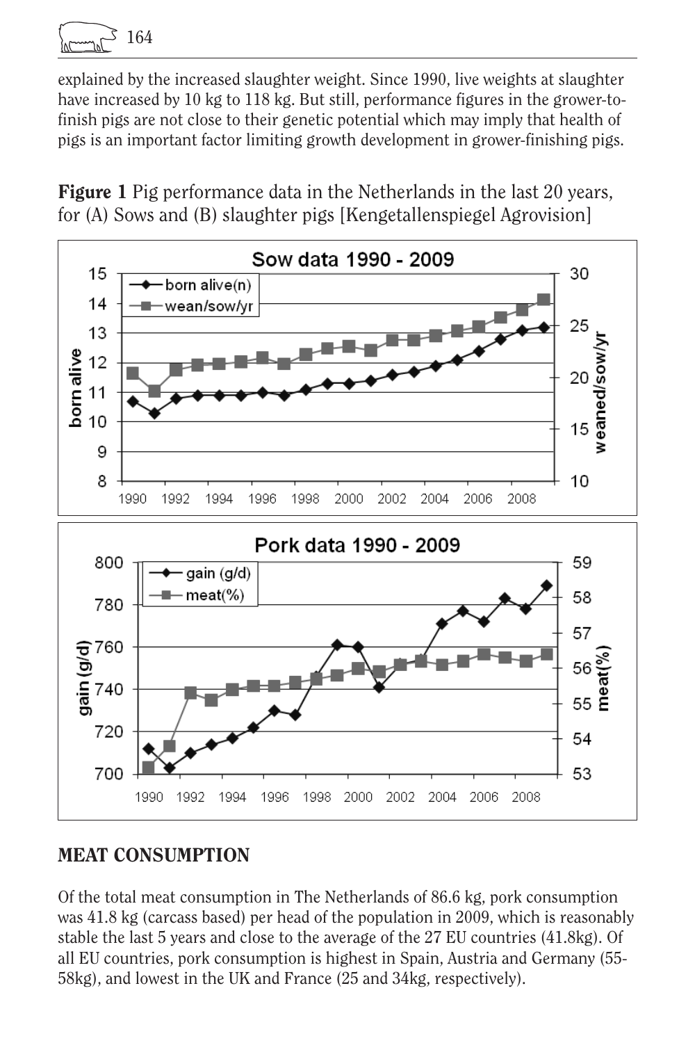explained by the increased slaughter weight. Since 1990, live weights at slaughter have increased by 10 kg to 118 kg. But still, performance figures in the grower-to-finish pigs are not close to their genetic potential which may imply that health of pigs is an important factor limiting growth development in grower-finishing pigs.

**Figure 1** Pig performance data in the Netherlands in the last 20 years, for (A) Sows and (B) slaughter pigs [Kengetallenspiegel Agrovision]

## MEAT CONSUMPTION

Of the total meat consumption in The Netherlands of 86.6 kg, pork consumption was 41.8 kg (carcass based) per head of the population in 2009, which is reasonably stable the last 5 years and close to the average of the 27 EU countries (41.8kg). Of all EU countries, pork consumption is highest in Spain, Austria and Germany (55-58kg), and lowest in the UK and France (25 and 34kg, respectively).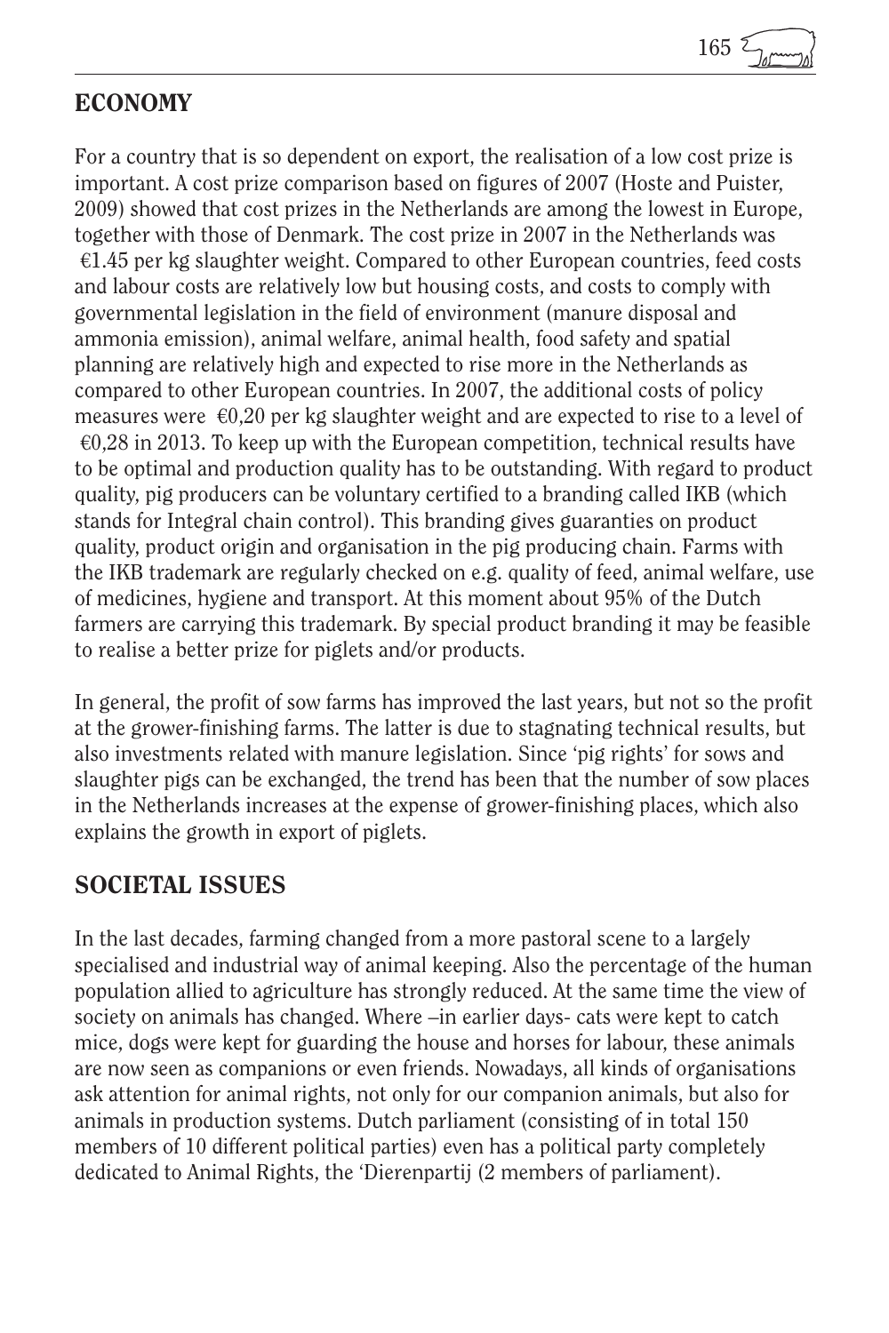## ECONOMY

For a country that is so dependent on export, the realisation of a low cost prize is important. A cost prize comparison based on figures of 2007 (Hoste and Puister, 2009) showed that cost prizes in the Netherlands are among the lowest in Europe, together with those of Denmark. The cost prize in 2007 in the Netherlands was €1.45 per kg slaughter weight. Compared to other European countries, feed costs and labour costs are relatively low but housing costs, and costs to comply with governmental legislation in the field of environment (manure disposal and ammonia emission), animal welfare, animal health, food safety and spatial planning are relatively high and expected to rise more in the Netherlands as compared to other European countries. In 2007, the additional costs of policy measures were €0,20 per kg slaughter weight and are expected to rise to a level of €0,28 in 2013. To keep up with the European competition, technical results have to be optimal and production quality has to be outstanding. With regard to product quality, pig producers can be voluntary certified to a branding called IKB (which stands for Integral chain control). This branding gives guaranties on product quality, product origin and organisation in the pig producing chain. Farms with the IKB trademark are regularly checked on e.g. quality of feed, animal welfare, use of medicines, hygiene and transport. At this moment about 95% of the Dutch farmers are carrying this trademark. By special product branding it may be feasible to realise a better prize for piglets and/or products.

In general, the profit of sow farms has improved the last years, but not so the profit at the grower-finishing farms. The latter is due to stagnating technical results, but also investments related with manure legislation. Since 'pig rights' for sows and slaughter pigs can be exchanged, the trend has been that the number of sow places in the Netherlands increases at the expense of grower-finishing places, which also explains the growth in export of piglets.

## SOCIETAL ISSUES

In the last decades, farming changed from a more pastoral scene to a largely specialised and industrial way of animal keeping. Also the percentage of the human population allied to agriculture has strongly reduced. At the same time the view of society on animals has changed. Where –in earlier days- cats were kept to catch mice, dogs were kept for guarding the house and horses for labour, these animals are now seen as companions or even friends. Nowadays, all kinds of organisations ask attention for animal rights, not only for our companion animals, but also for animals in production systems. Dutch parliament (consisting of in total 150 members of 10 different political parties) even has a political party completely dedicated to Animal Rights, the 'Dierenpartij (2 members of parliament).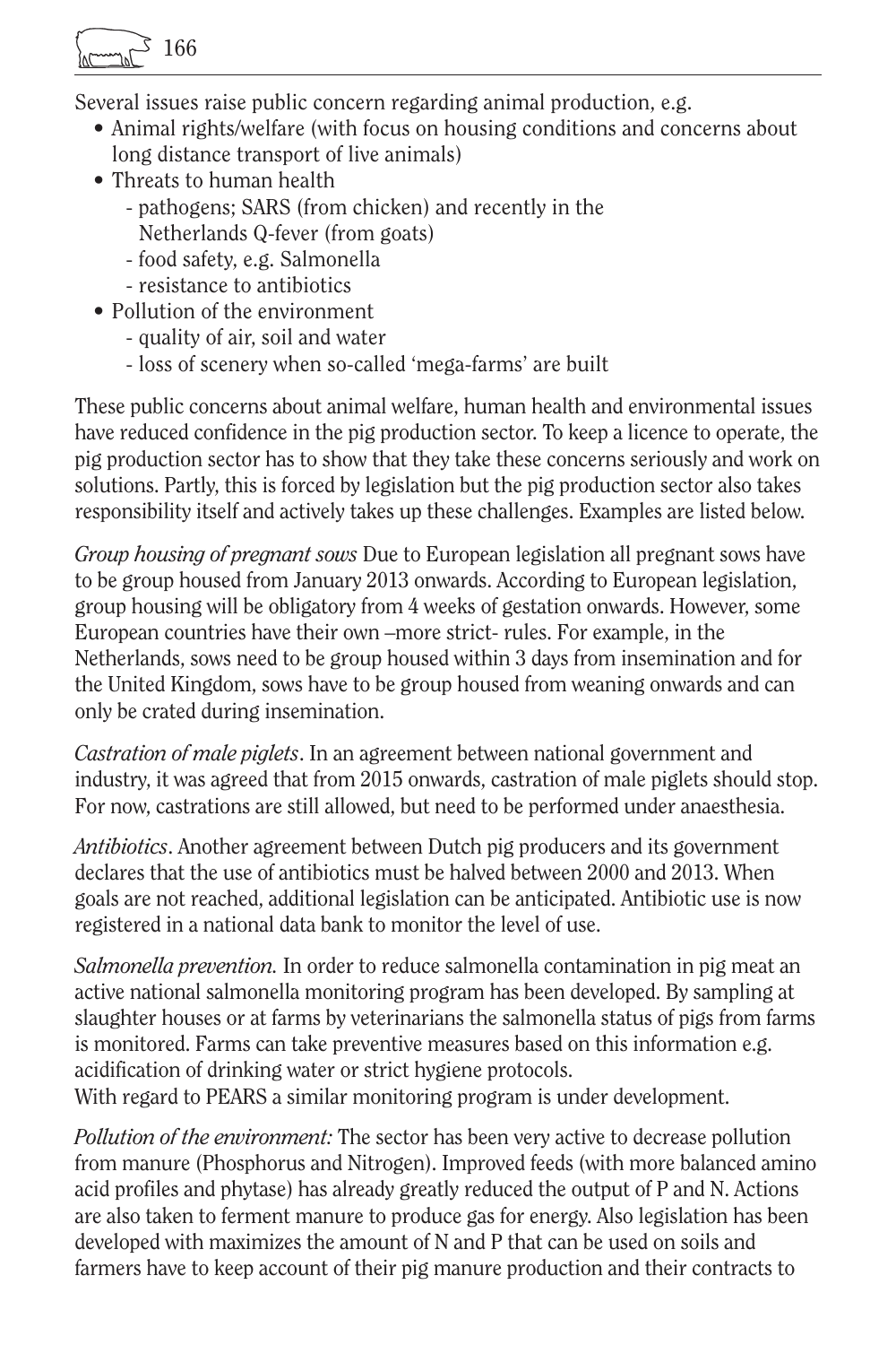Several issues raise public concern regarding animal production, e.g.

- Animal rights/welfare (with focus on housing conditions and concerns about long distance transport of live animals)
- Threats to human health
  - pathogens; SARS (from chicken) and recently in the Netherlands Q-fever (from goats)
  - food safety, e.g. Salmonella
  - resistance to antibiotics
- Pollution of the environment
  - quality of air, soil and water
  - loss of scenery when so-called 'mega-farms' are built

These public concerns about animal welfare, human health and environmental issues have reduced confidence in the pig production sector. To keep a licence to operate, the pig production sector has to show that they take these concerns seriously and work on solutions. Partly, this is forced by legislation but the pig production sector also takes responsibility itself and actively takes up these challenges. Examples are listed below.

*Group housing of pregnant sows* Due to European legislation all pregnant sows have to be group housed from January 2013 onwards. According to European legislation, group housing will be obligatory from 4 weeks of gestation onwards. However, some European countries have their own –more strict- rules. For example, in the Netherlands, sows need to be group housed within 3 days from insemination and for the United Kingdom, sows have to be group housed from weaning onwards and can only be crated during insemination.

*Castration of male piglets*. In an agreement between national government and industry, it was agreed that from 2015 onwards, castration of male piglets should stop. For now, castrations are still allowed, but need to be performed under anaesthesia.

*Antibiotics*. Another agreement between Dutch pig producers and its government declares that the use of antibiotics must be halved between 2000 and 2013. When goals are not reached, additional legislation can be anticipated. Antibiotic use is now registered in a national data bank to monitor the level of use.

*Salmonella prevention.* In order to reduce salmonella contamination in pig meat an active national salmonella monitoring program has been developed. By sampling at slaughter houses or at farms by veterinarians the salmonella status of pigs from farms is monitored. Farms can take preventive measures based on this information e.g. acidification of drinking water or strict hygiene protocols.
With regard to PEARS a similar monitoring program is under development.

*Pollution of the environment:* The sector has been very active to decrease pollution from manure (Phosphorus and Nitrogen). Improved feeds (with more balanced amino acid profiles and phytase) has already greatly reduced the output of P and N. Actions are also taken to ferment manure to produce gas for energy. Also legislation has been developed with maximizes the amount of N and P that can be used on soils and farmers have to keep account of their pig manure production and their contracts to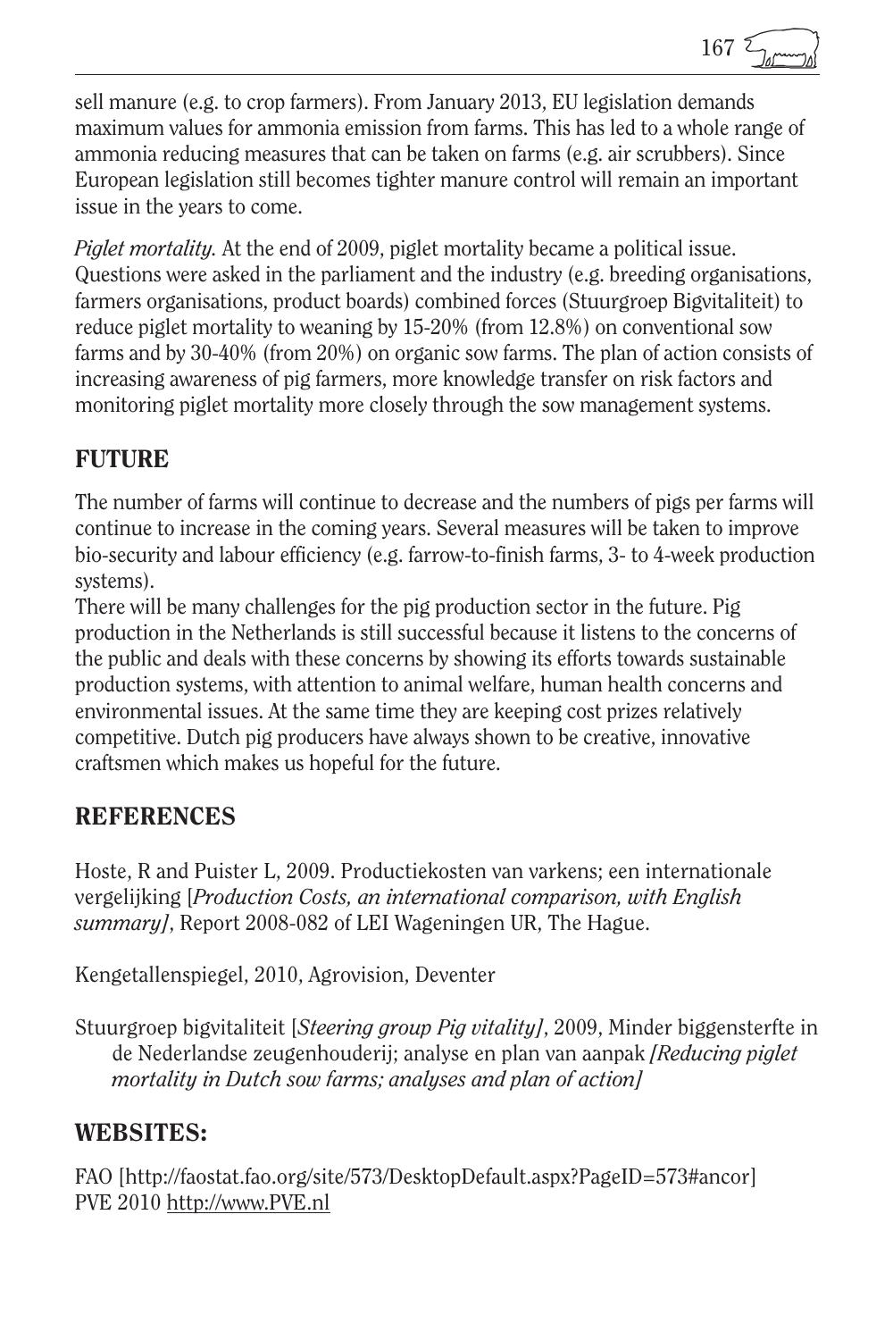sell manure (e.g. to crop farmers). From January 2013, EU legislation demands maximum values for ammonia emission from farms. This has led to a whole range of ammonia reducing measures that can be taken on farms (e.g. air scrubbers). Since European legislation still becomes tighter manure control will remain an important issue in the years to come.

*Piglet mortality.* At the end of 2009, piglet mortality became a political issue. Questions were asked in the parliament and the industry (e.g. breeding organisations, farmers organisations, product boards) combined forces (Stuurgroep Bigvitaliteit) to reduce piglet mortality to weaning by 15-20% (from 12.8%) on conventional sow farms and by 30-40% (from 20%) on organic sow farms. The plan of action consists of increasing awareness of pig farmers, more knowledge transfer on risk factors and monitoring piglet mortality more closely through the sow management systems.

## FUTURE

The number of farms will continue to decrease and the numbers of pigs per farms will continue to increase in the coming years. Several measures will be taken to improve bio-security and labour efficiency (e.g. farrow-to-finish farms, 3- to 4-week production systems).

There will be many challenges for the pig production sector in the future. Pig production in the Netherlands is still successful because it listens to the concerns of the public and deals with these concerns by showing its efforts towards sustainable production systems, with attention to animal welfare, human health concerns and environmental issues. At the same time they are keeping cost prizes relatively competitive. Dutch pig producers have always shown to be creative, innovative craftsmen which makes us hopeful for the future.

## REFERENCES

Hoste, R and Puister L, 2009. Productiekosten van varkens; een internationale vergelijking [*Production Costs, an international comparison, with English summary]*, Report 2008-082 of LEI Wageningen UR, The Hague.

Kengetallenspiegel, 2010, Agrovision, Deventer

Stuurgroep bigvitaliteit [*Steering group Pig vitality]*, 2009, Minder biggensterfte in de Nederlandse zeugenhouderij; analyse en plan van aanpak *[Reducing piglet mortality in Dutch sow farms; analyses and plan of action]*

## WEBSITES:

FAO [http://faostat.fao.org/site/573/DesktopDefault.aspx?PageID=573#ancor]
PVE 2010 http://www.PVE.nl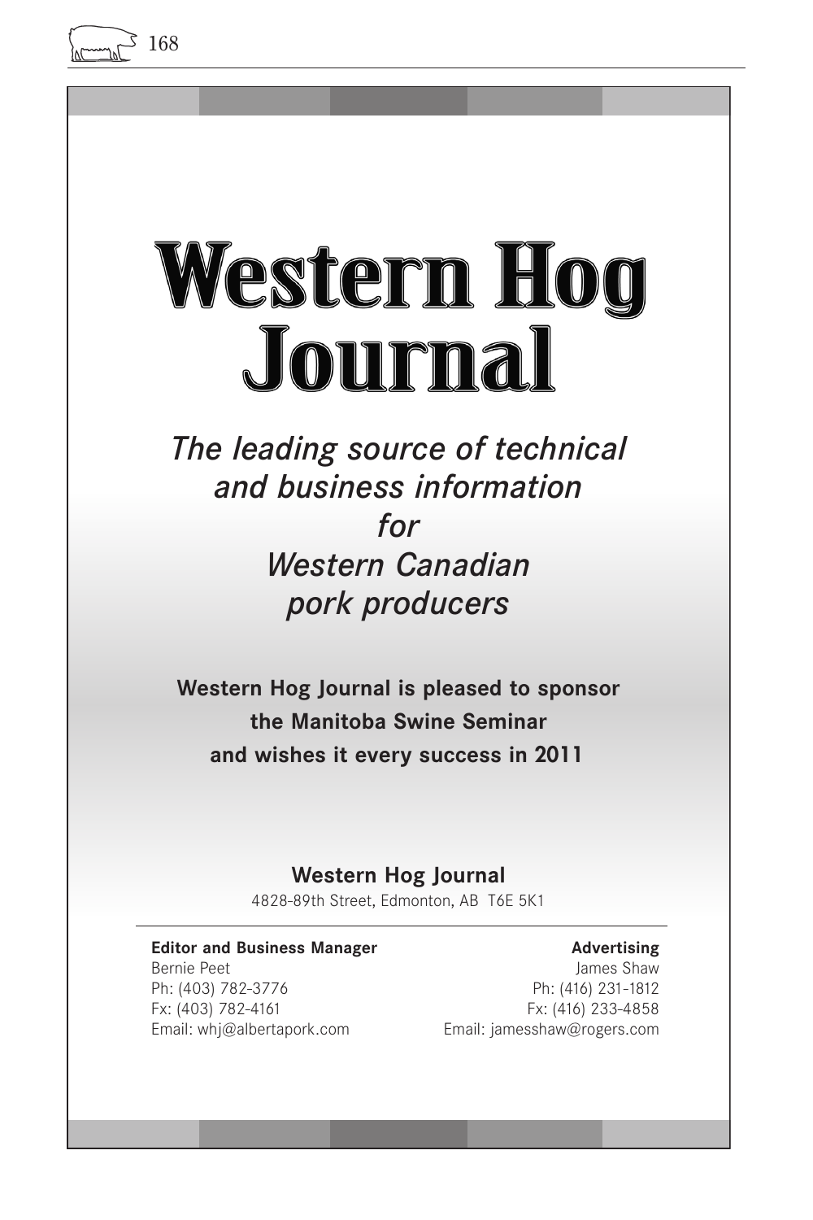# Western Hog Journal

*The leading source of technical and business information for Western Canadian pork producers*

**Western Hog Journal is pleased to sponsor the Manitoba Swine Seminar and wishes it every success in 2011**

**Western Hog Journal**
4828-89th Street, Edmonton, AB T6E 5K1

**Editor and Business Manager**
Bernie Peet
Ph: (403) 782-3776
Fx: (403) 782-4161
Email: whj@albertapork.com

**Advertising**
James Shaw
Ph: (416) 231-1812
Fx: (416) 233-4858
Email: jamesshaw@rogers.com